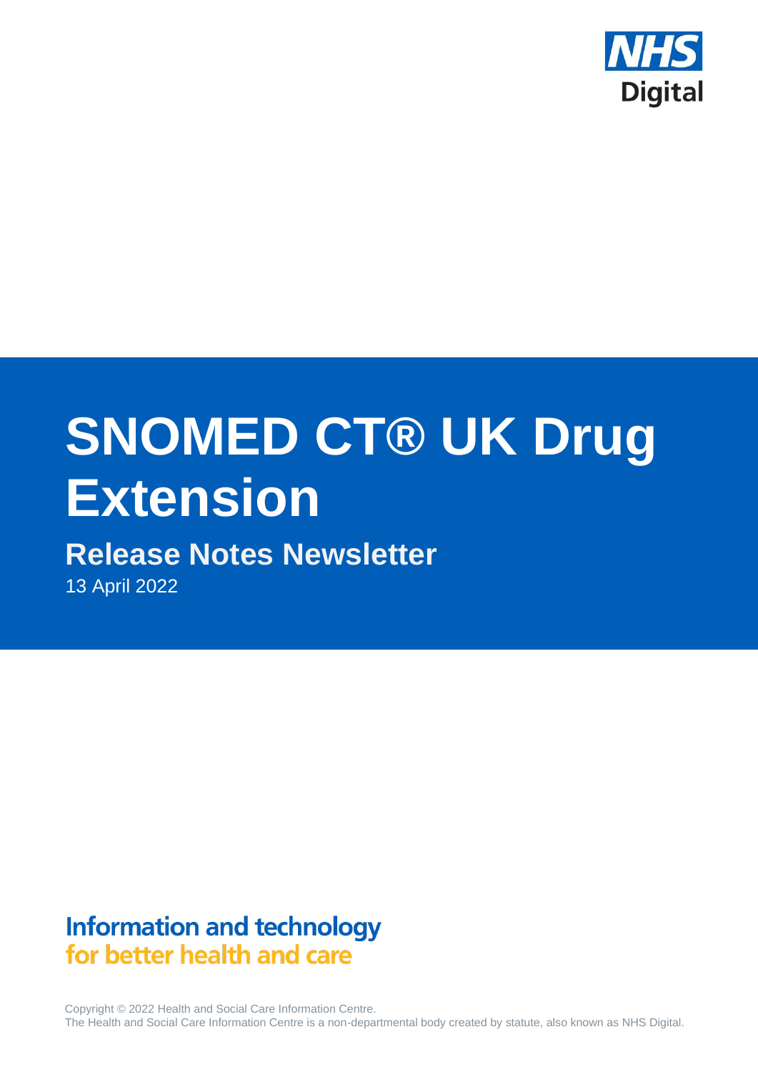NHS Digital

# SNOMED CT® UK Drug Extension

## Release Notes Newsletter

13 April 2022

**Information and technology**
**for better health and care**

Copyright © 2022 Health and Social Care Information Centre.
The Health and Social Care Information Centre is a non-departmental body created by statute, also known as NHS Digital.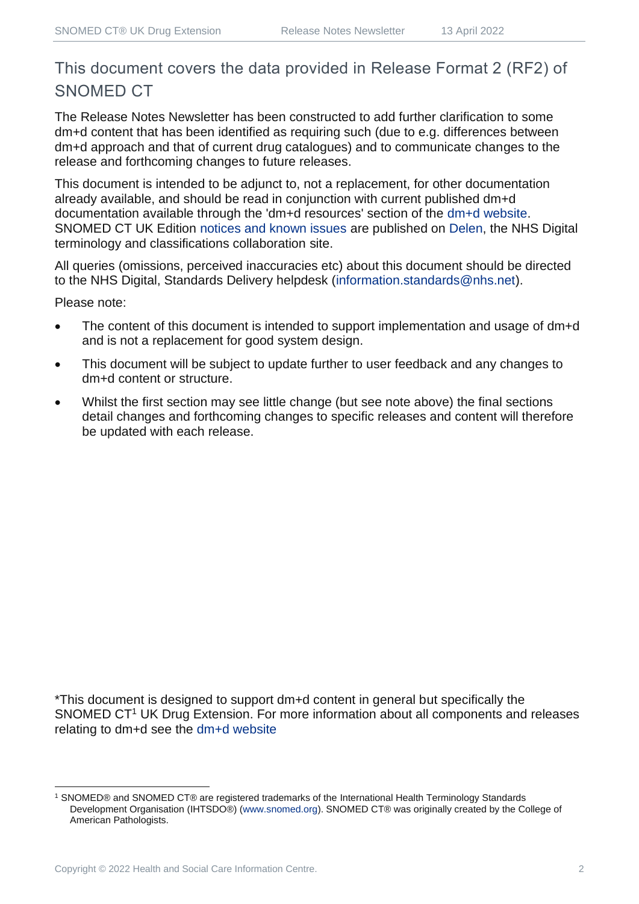# This document covers the data provided in Release Format 2 (RF2) of SNOMED CT

The Release Notes Newsletter has been constructed to add further clarification to some dm+d content that has been identified as requiring such (due to e.g. differences between dm+d approach and that of current drug catalogues) and to communicate changes to the release and forthcoming changes to future releases.

This document is intended to be adjunct to, not a replacement, for other documentation already available, and should be read in conjunction with current published dm+d documentation available through the 'dm+d resources' section of the dm+d website. SNOMED CT UK Edition notices and known issues are published on Delen, the NHS Digital terminology and classifications collaboration site.

All queries (omissions, perceived inaccuracies etc) about this document should be directed to the NHS Digital, Standards Delivery helpdesk (information.standards@nhs.net).

Please note:

- The content of this document is intended to support implementation and usage of dm+d and is not a replacement for good system design.
- This document will be subject to update further to user feedback and any changes to dm+d content or structure.
- Whilst the first section may see little change (but see note above) the final sections detail changes and forthcoming changes to specific releases and content will therefore be updated with each release.

*This document is designed to support dm+d content in general but specifically the SNOMED CT[1] UK Drug Extension. For more information about all components and releases relating to dm+d see the dm+d website

[1] SNOMED® and SNOMED CT® are registered trademarks of the International Health Terminology Standards Development Organisation (IHTSDO®) (www.snomed.org). SNOMED CT® was originally created by the College of American Pathologists.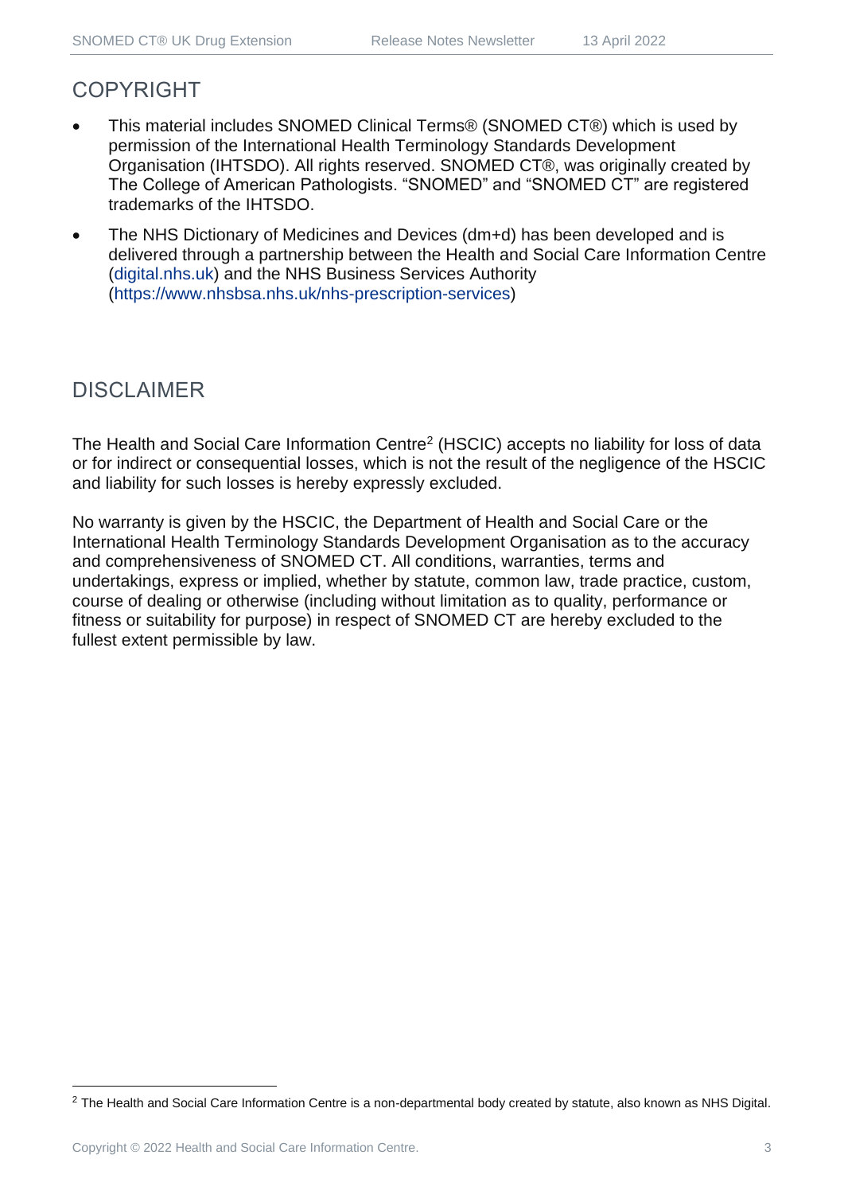## COPYRIGHT

- This material includes SNOMED Clinical Terms® (SNOMED CT®) which is used by permission of the International Health Terminology Standards Development Organisation (IHTSDO). All rights reserved. SNOMED CT®, was originally created by The College of American Pathologists. "SNOMED" and "SNOMED CT" are registered trademarks of the IHTSDO.
- The NHS Dictionary of Medicines and Devices (dm+d) has been developed and is delivered through a partnership between the Health and Social Care Information Centre (digital.nhs.uk) and the NHS Business Services Authority (https://www.nhsbsa.nhs.uk/nhs-prescription-services)

## DISCLAIMER

The Health and Social Care Information Centre[2] (HSCIC) accepts no liability for loss of data or for indirect or consequential losses, which is not the result of the negligence of the HSCIC and liability for such losses is hereby expressly excluded.

No warranty is given by the HSCIC, the Department of Health and Social Care or the International Health Terminology Standards Development Organisation as to the accuracy and comprehensiveness of SNOMED CT. All conditions, warranties, terms and undertakings, express or implied, whether by statute, common law, trade practice, custom, course of dealing or otherwise (including without limitation as to quality, performance or fitness or suitability for purpose) in respect of SNOMED CT are hereby excluded to the fullest extent permissible by law.

[2] The Health and Social Care Information Centre is a non-departmental body created by statute, also known as NHS Digital.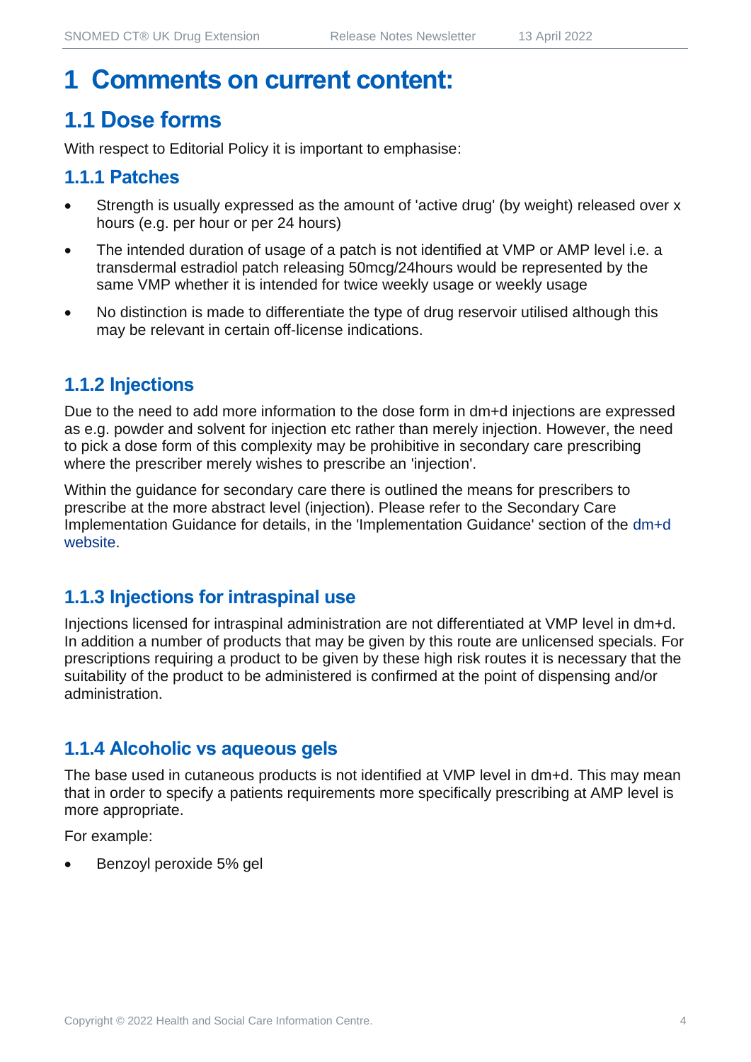# 1 Comments on current content:

## 1.1 Dose forms

With respect to Editorial Policy it is important to emphasise:

### 1.1.1 Patches

- Strength is usually expressed as the amount of 'active drug' (by weight) released over x hours (e.g. per hour or per 24 hours)
- The intended duration of usage of a patch is not identified at VMP or AMP level i.e. a transdermal estradiol patch releasing 50mcg/24hours would be represented by the same VMP whether it is intended for twice weekly usage or weekly usage
- No distinction is made to differentiate the type of drug reservoir utilised although this may be relevant in certain off-license indications.

### 1.1.2 Injections

Due to the need to add more information to the dose form in dm+d injections are expressed as e.g. powder and solvent for injection etc rather than merely injection. However, the need to pick a dose form of this complexity may be prohibitive in secondary care prescribing where the prescriber merely wishes to prescribe an 'injection'.

Within the guidance for secondary care there is outlined the means for prescribers to prescribe at the more abstract level (injection). Please refer to the Secondary Care Implementation Guidance for details, in the 'Implementation Guidance' section of the dm+d website.

### 1.1.3 Injections for intraspinal use

Injections licensed for intraspinal administration are not differentiated at VMP level in dm+d. In addition a number of products that may be given by this route are unlicensed specials. For prescriptions requiring a product to be given by these high risk routes it is necessary that the suitability of the product to be administered is confirmed at the point of dispensing and/or administration.

### 1.1.4 Alcoholic vs aqueous gels

The base used in cutaneous products is not identified at VMP level in dm+d. This may mean that in order to specify a patients requirements more specifically prescribing at AMP level is more appropriate.

For example:

- Benzoyl peroxide 5% gel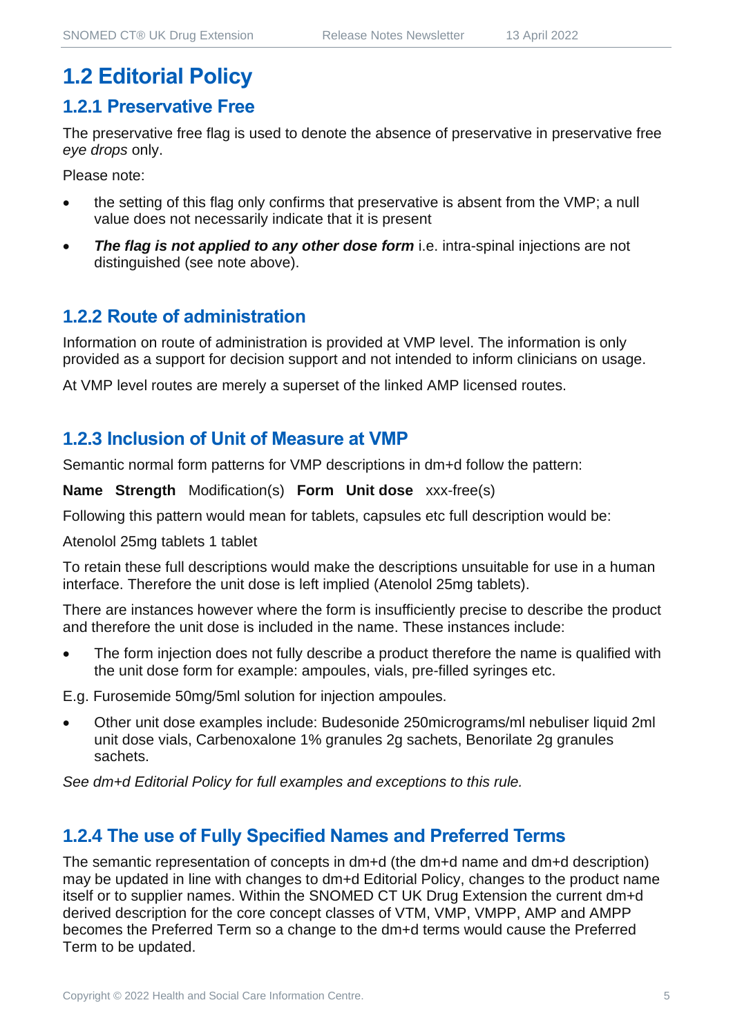# 1.2 Editorial Policy

## 1.2.1 Preservative Free

The preservative free flag is used to denote the absence of preservative in preservative free *eye drops* only.

Please note:

- the setting of this flag only confirms that preservative is absent from the VMP; a null value does not necessarily indicate that it is present
- ***The flag is not applied to any other dose form*** i.e. intra-spinal injections are not distinguished (see note above).

## 1.2.2 Route of administration

Information on route of administration is provided at VMP level. The information is only provided as a support for decision support and not intended to inform clinicians on usage.

At VMP level routes are merely a superset of the linked AMP licensed routes.

## 1.2.3 Inclusion of Unit of Measure at VMP

Semantic normal form patterns for VMP descriptions in dm+d follow the pattern:

**Name Strength** Modification(s) **Form Unit dose** xxx-free(s)

Following this pattern would mean for tablets, capsules etc full description would be:

Atenolol 25mg tablets 1 tablet

To retain these full descriptions would make the descriptions unsuitable for use in a human interface. Therefore the unit dose is left implied (Atenolol 25mg tablets).

There are instances however where the form is insufficiently precise to describe the product and therefore the unit dose is included in the name. These instances include:

- The form injection does not fully describe a product therefore the name is qualified with the unit dose form for example: ampoules, vials, pre-filled syringes etc.

E.g. Furosemide 50mg/5ml solution for injection ampoules.

- Other unit dose examples include: Budesonide 250micrograms/ml nebuliser liquid 2ml unit dose vials, Carbenoxalone 1% granules 2g sachets, Benorilate 2g granules sachets.

*See dm+d Editorial Policy for full examples and exceptions to this rule.*

## 1.2.4 The use of Fully Specified Names and Preferred Terms

The semantic representation of concepts in dm+d (the dm+d name and dm+d description) may be updated in line with changes to dm+d Editorial Policy, changes to the product name itself or to supplier names. Within the SNOMED CT UK Drug Extension the current dm+d derived description for the core concept classes of VTM, VMP, VMPP, AMP and AMPP becomes the Preferred Term so a change to the dm+d terms would cause the Preferred Term to be updated.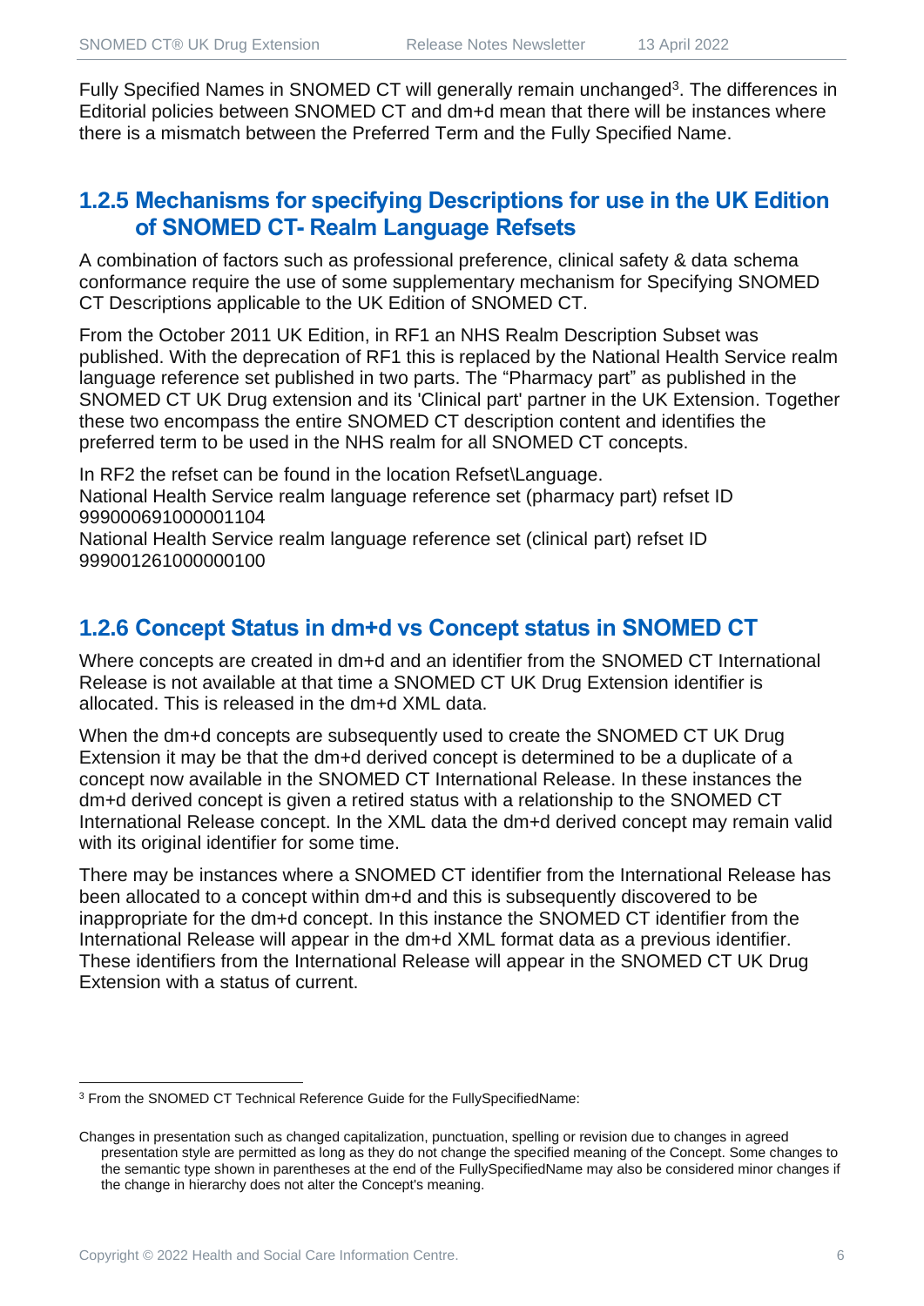Fully Specified Names in SNOMED CT will generally remain unchanged[3]. The differences in Editorial policies between SNOMED CT and dm+d mean that there will be instances where there is a mismatch between the Preferred Term and the Fully Specified Name.

### 1.2.5 Mechanisms for specifying Descriptions for use in the UK Edition of SNOMED CT- Realm Language Refsets

A combination of factors such as professional preference, clinical safety & data schema conformance require the use of some supplementary mechanism for Specifying SNOMED CT Descriptions applicable to the UK Edition of SNOMED CT.

From the October 2011 UK Edition, in RF1 an NHS Realm Description Subset was published. With the deprecation of RF1 this is replaced by the National Health Service realm language reference set published in two parts. The “Pharmacy part” as published in the SNOMED CT UK Drug extension and its 'Clinical part' partner in the UK Extension. Together these two encompass the entire SNOMED CT description content and identifies the preferred term to be used in the NHS realm for all SNOMED CT concepts.

In RF2 the refset can be found in the location Refset\Language.
National Health Service realm language reference set (pharmacy part) refset ID 999000691000001104
National Health Service realm language reference set (clinical part) refset ID 999001261000000100

### 1.2.6 Concept Status in dm+d vs Concept status in SNOMED CT

Where concepts are created in dm+d and an identifier from the SNOMED CT International Release is not available at that time a SNOMED CT UK Drug Extension identifier is allocated. This is released in the dm+d XML data.

When the dm+d concepts are subsequently used to create the SNOMED CT UK Drug Extension it may be that the dm+d derived concept is determined to be a duplicate of a concept now available in the SNOMED CT International Release. In these instances the dm+d derived concept is given a retired status with a relationship to the SNOMED CT International Release concept. In the XML data the dm+d derived concept may remain valid with its original identifier for some time.

There may be instances where a SNOMED CT identifier from the International Release has been allocated to a concept within dm+d and this is subsequently discovered to be inappropriate for the dm+d concept. In this instance the SNOMED CT identifier from the International Release will appear in the dm+d XML format data as a previous identifier. These identifiers from the International Release will appear in the SNOMED CT UK Drug Extension with a status of current.

---

[3] From the SNOMED CT Technical Reference Guide for the FullySpecifiedName:

Changes in presentation such as changed capitalization, punctuation, spelling or revision due to changes in agreed presentation style are permitted as long as they do not change the specified meaning of the Concept. Some changes to the semantic type shown in parentheses at the end of the FullySpecifiedName may also be considered minor changes if the change in hierarchy does not alter the Concept's meaning.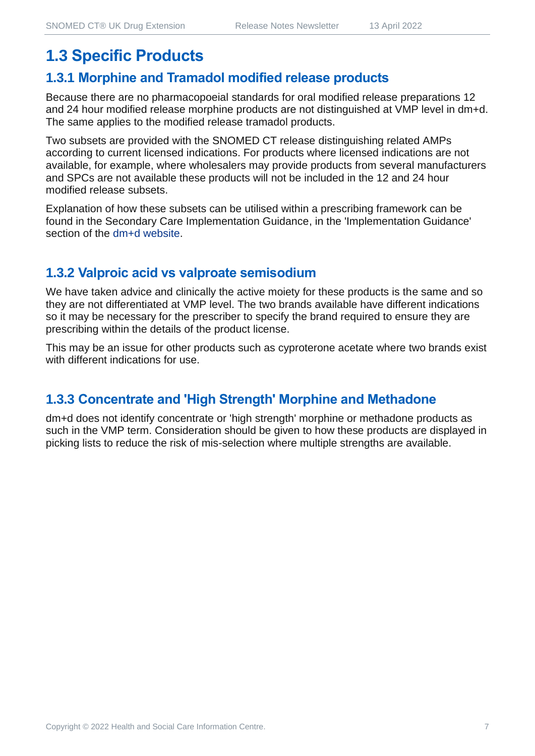## 1.3 Specific Products

### 1.3.1 Morphine and Tramadol modified release products

Because there are no pharmacopoeial standards for oral modified release preparations 12 and 24 hour modified release morphine products are not distinguished at VMP level in dm+d. The same applies to the modified release tramadol products.

Two subsets are provided with the SNOMED CT release distinguishing related AMPs according to current licensed indications. For products where licensed indications are not available, for example, where wholesalers may provide products from several manufacturers and SPCs are not available these products will not be included in the 12 and 24 hour modified release subsets.

Explanation of how these subsets can be utilised within a prescribing framework can be found in the Secondary Care Implementation Guidance, in the 'Implementation Guidance' section of the dm+d website.

### 1.3.2 Valproic acid vs valproate semisodium

We have taken advice and clinically the active moiety for these products is the same and so they are not differentiated at VMP level. The two brands available have different indications so it may be necessary for the prescriber to specify the brand required to ensure they are prescribing within the details of the product license.

This may be an issue for other products such as cyproterone acetate where two brands exist with different indications for use.

### 1.3.3 Concentrate and 'High Strength' Morphine and Methadone

dm+d does not identify concentrate or 'high strength' morphine or methadone products as such in the VMP term. Consideration should be given to how these products are displayed in picking lists to reduce the risk of mis-selection where multiple strengths are available.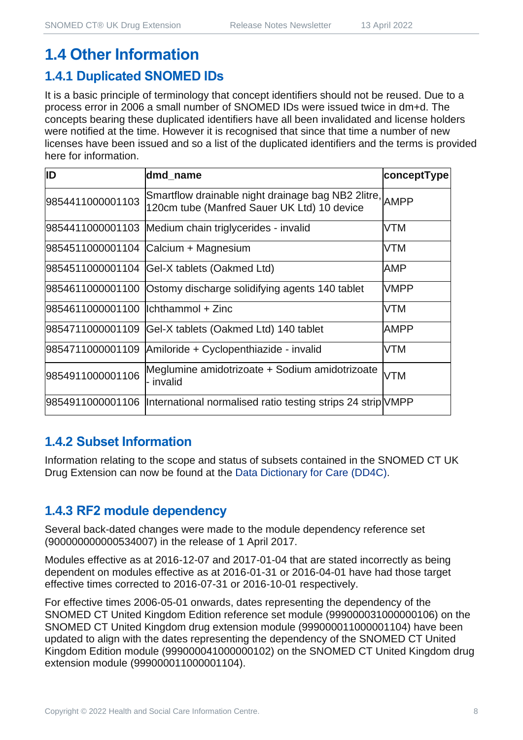# 1.4 Other Information

## 1.4.1 Duplicated SNOMED IDs

It is a basic principle of terminology that concept identifiers should not be reused. Due to a process error in 2006 a small number of SNOMED IDs were issued twice in dm+d. The concepts bearing these duplicated identifiers have all been invalidated and license holders were notified at the time. However it is recognised that since that time a number of new licenses have been issued and so a list of the duplicated identifiers and the terms is provided here for information.

| ID | dmd_name | conceptType |
|---|---|---|
| 9854411000001103 | Smartflow drainable night drainage bag NB2 2litre, 120cm tube (Manfred Sauer UK Ltd) 10 device | AMPP |
| 9854411000001103 | Medium chain triglycerides - invalid | VTM |
| 9854511000001104 | Calcium + Magnesium | VTM |
| 9854511000001104 | Gel-X tablets (Oakmed Ltd) | AMP |
| 9854611000001100 | Ostomy discharge solidifying agents 140 tablet | VMPP |
| 9854611000001100 | Ichthammol + Zinc | VTM |
| 9854711000001109 | Gel-X tablets (Oakmed Ltd) 140 tablet | AMPP |
| 9854711000001109 | Amiloride + Cyclopenthiazide - invalid | VTM |
| 9854911000001106 | Meglumine amidotrizoate + Sodium amidotrizoate - invalid | VTM |
| 9854911000001106 | International normalised ratio testing strips 24 strip | VMPP |

## 1.4.2 Subset Information

Information relating to the scope and status of subsets contained in the SNOMED CT UK Drug Extension can now be found at the Data Dictionary for Care (DD4C).

## 1.4.3 RF2 module dependency

Several back-dated changes were made to the module dependency reference set (900000000000534007) in the release of 1 April 2017.

Modules effective as at 2016-12-07 and 2017-01-04 that are stated incorrectly as being dependent on modules effective as at 2016-01-31 or 2016-04-01 have had those target effective times corrected to 2016-07-31 or 2016-10-01 respectively.

For effective times 2006-05-01 onwards, dates representing the dependency of the SNOMED CT United Kingdom Edition reference set module (999000031000000106) on the SNOMED CT United Kingdom drug extension module (999000011000001104) have been updated to align with the dates representing the dependency of the SNOMED CT United Kingdom Edition module (999000041000000102) on the SNOMED CT United Kingdom drug extension module (999000011000001104).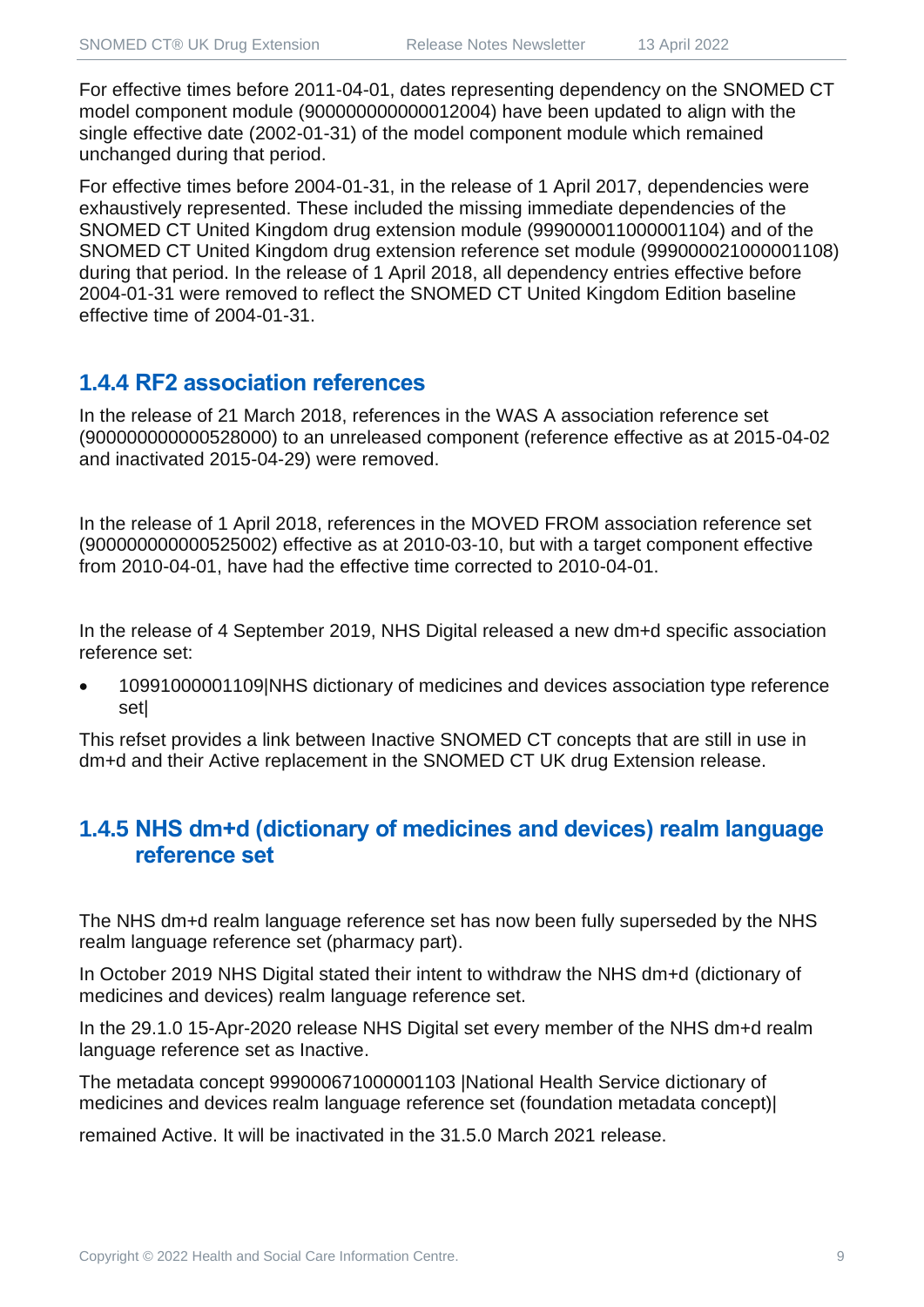For effective times before 2011-04-01, dates representing dependency on the SNOMED CT model component module (900000000000012004) have been updated to align with the single effective date (2002-01-31) of the model component module which remained unchanged during that period.

For effective times before 2004-01-31, in the release of 1 April 2017, dependencies were exhaustively represented. These included the missing immediate dependencies of the SNOMED CT United Kingdom drug extension module (999000011000001104) and of the SNOMED CT United Kingdom drug extension reference set module (999000021000001108) during that period. In the release of 1 April 2018, all dependency entries effective before 2004-01-31 were removed to reflect the SNOMED CT United Kingdom Edition baseline effective time of 2004-01-31.

### 1.4.4 RF2 association references

In the release of 21 March 2018, references in the WAS A association reference set (900000000000528000) to an unreleased component (reference effective as at 2015-04-02 and inactivated 2015-04-29) were removed.

In the release of 1 April 2018, references in the MOVED FROM association reference set (900000000000525002) effective as at 2010-03-10, but with a target component effective from 2010-04-01, have had the effective time corrected to 2010-04-01.

In the release of 4 September 2019, NHS Digital released a new dm+d specific association reference set:

- 10991000001109|NHS dictionary of medicines and devices association type reference set|

This refset provides a link between Inactive SNOMED CT concepts that are still in use in dm+d and their Active replacement in the SNOMED CT UK drug Extension release.

### 1.4.5 NHS dm+d (dictionary of medicines and devices) realm language reference set

The NHS dm+d realm language reference set has now been fully superseded by the NHS realm language reference set (pharmacy part).

In October 2019 NHS Digital stated their intent to withdraw the NHS dm+d (dictionary of medicines and devices) realm language reference set.

In the 29.1.0 15-Apr-2020 release NHS Digital set every member of the NHS dm+d realm language reference set as Inactive.

The metadata concept 999000671000001103 |National Health Service dictionary of medicines and devices realm language reference set (foundation metadata concept)|

remained Active. It will be inactivated in the 31.5.0 March 2021 release.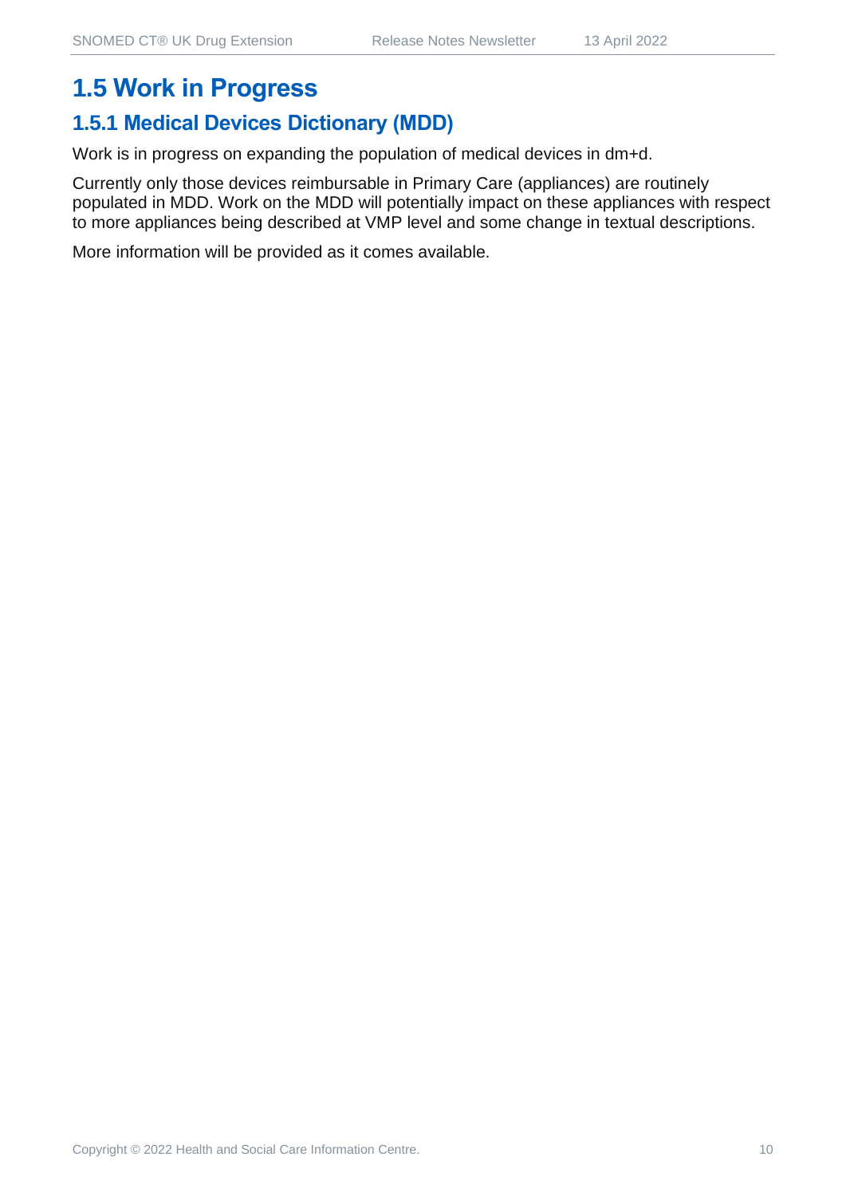# 1.5 Work in Progress

## 1.5.1 Medical Devices Dictionary (MDD)

Work is in progress on expanding the population of medical devices in dm+d.

Currently only those devices reimbursable in Primary Care (appliances) are routinely populated in MDD. Work on the MDD will potentially impact on these appliances with respect to more appliances being described at VMP level and some change in textual descriptions.

More information will be provided as it comes available.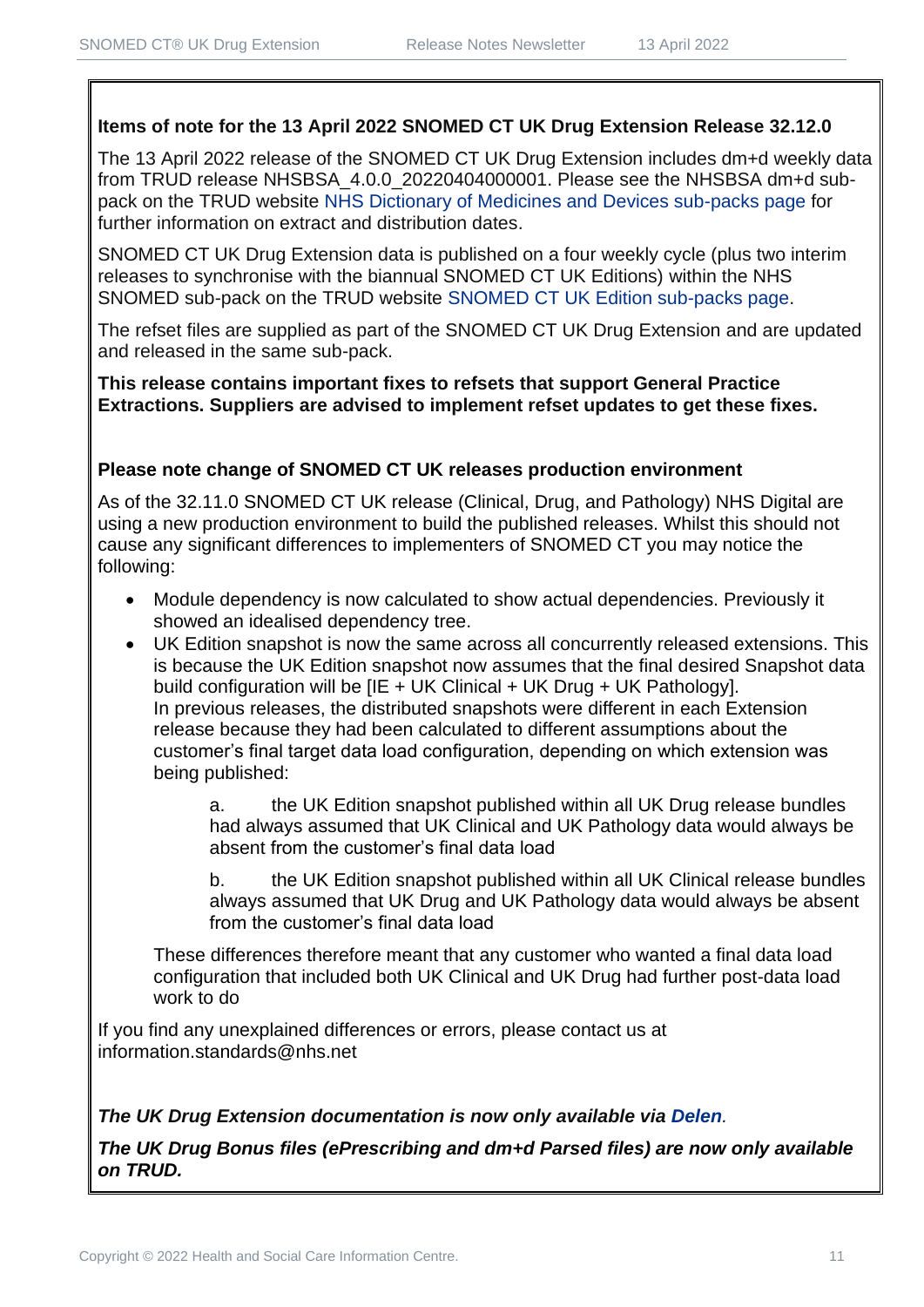**Items of note for the 13 April 2022 SNOMED CT UK Drug Extension Release 32.12.0**

The 13 April 2022 release of the SNOMED CT UK Drug Extension includes dm+d weekly data from TRUD release NHSBSA_4.0.0_20220404000001. Please see the NHSBSA dm+d sub-pack on the TRUD website NHS Dictionary of Medicines and Devices sub-packs page for further information on extract and distribution dates.

SNOMED CT UK Drug Extension data is published on a four weekly cycle (plus two interim releases to synchronise with the biannual SNOMED CT UK Editions) within the NHS SNOMED sub-pack on the TRUD website SNOMED CT UK Edition sub-packs page.

The refset files are supplied as part of the SNOMED CT UK Drug Extension and are updated and released in the same sub-pack.

**This release contains important fixes to refsets that support General Practice Extractions. Suppliers are advised to implement refset updates to get these fixes.**

**Please note change of SNOMED CT UK releases production environment**

As of the 32.11.0 SNOMED CT UK release (Clinical, Drug, and Pathology) NHS Digital are using a new production environment to build the published releases. Whilst this should not cause any significant differences to implementers of SNOMED CT you may notice the following:

- Module dependency is now calculated to show actual dependencies. Previously it showed an idealised dependency tree.
- UK Edition snapshot is now the same across all concurrently released extensions. This is because the UK Edition snapshot now assumes that the final desired Snapshot data build configuration will be [IE + UK Clinical + UK Drug + UK Pathology].
  In previous releases, the distributed snapshots were different in each Extension release because they had been calculated to different assumptions about the customer's final target data load configuration, depending on which extension was being published:

    a. the UK Edition snapshot published within all UK Drug release bundles had always assumed that UK Clinical and UK Pathology data would always be absent from the customer's final data load

    b. the UK Edition snapshot published within all UK Clinical release bundles always assumed that UK Drug and UK Pathology data would always be absent from the customer's final data load

  These differences therefore meant that any customer who wanted a final data load configuration that included both UK Clinical and UK Drug had further post-data load work to do

If you find any unexplained differences or errors, please contact us at information.standards@nhs.net

***The UK Drug Extension documentation is now only available via Delen.***

***The UK Drug Bonus files (ePrescribing and dm+d Parsed files) are now only available on TRUD.***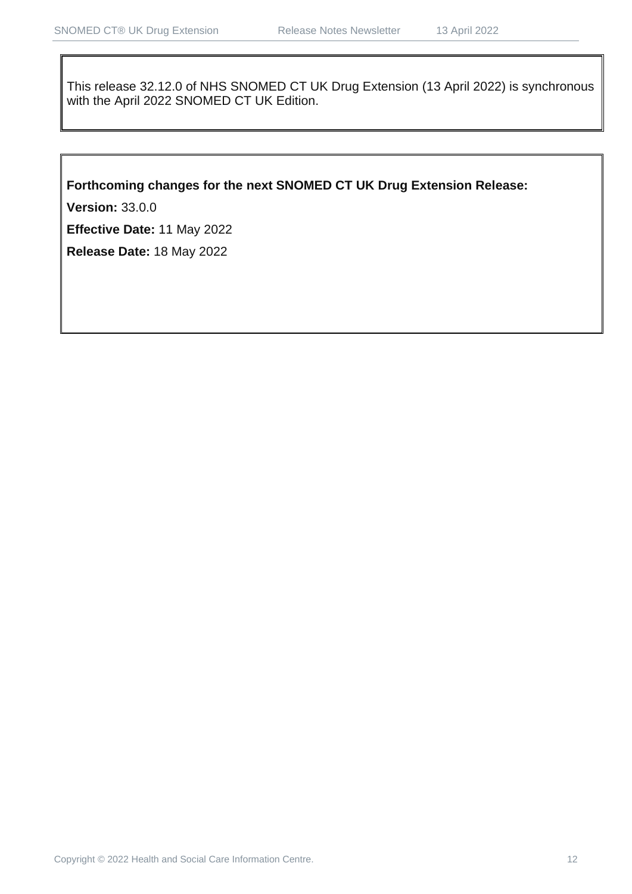This release 32.12.0 of NHS SNOMED CT UK Drug Extension (13 April 2022) is synchronous with the April 2022 SNOMED CT UK Edition.

**Forthcoming changes for the next SNOMED CT UK Drug Extension Release:**

**Version:** 33.0.0

**Effective Date:** 11 May 2022

**Release Date:** 18 May 2022